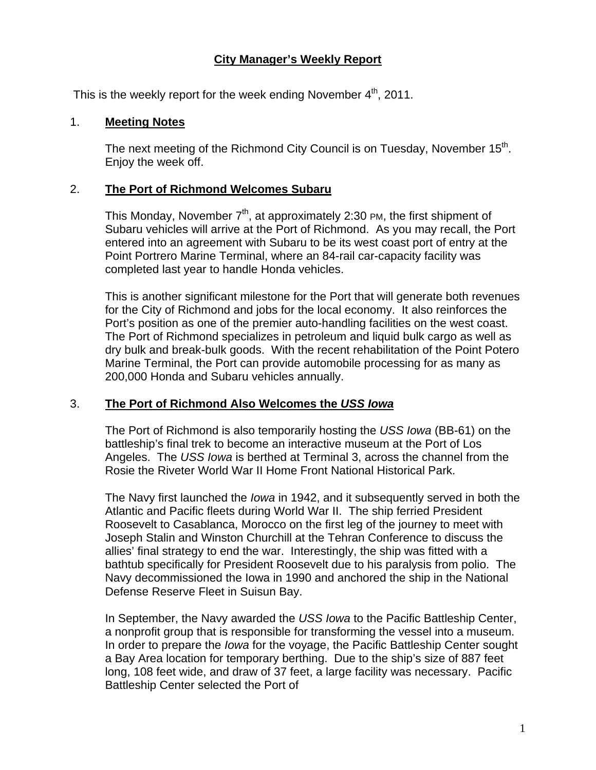# **City Manager's Weekly Report**

This is the weekly report for the week ending November 4th, 2011.

## 1. **Meeting Notes**

The next meeting of the Richmond City Council is on Tuesday, November 15th. Enjoy the week off.

## 2. **The Port of Richmond Welcomes Subaru**

This Monday, November 7th, at approximately 2:30 PM, the first shipment of Subaru vehicles will arrive at the Port of Richmond. As you may recall, the Port entered into an agreement with Subaru to be its west coast port of entry at the Point Portrero Marine Terminal, where an 84-rail car-capacity facility was completed last year to handle Honda vehicles.

This is another significant milestone for the Port that will generate both revenues for the City of Richmond and jobs for the local economy. It also reinforces the Port's position as one of the premier auto-handling facilities on the west coast. The Port of Richmond specializes in petroleum and liquid bulk cargo as well as dry bulk and break-bulk goods. With the recent rehabilitation of the Point Potero Marine Terminal, the Port can provide automobile processing for as many as 200,000 Honda and Subaru vehicles annually.

## 3. **The Port of Richmond Also Welcomes the *USS Iowa***

The Port of Richmond is also temporarily hosting the *USS Iowa* (BB-61) on the battleship's final trek to become an interactive museum at the Port of Los Angeles. The *USS Iowa* is berthed at Terminal 3, across the channel from the Rosie the Riveter World War II Home Front National Historical Park.

The Navy first launched the *Iowa* in 1942, and it subsequently served in both the Atlantic and Pacific fleets during World War II. The ship ferried President Roosevelt to Casablanca, Morocco on the first leg of the journey to meet with Joseph Stalin and Winston Churchill at the Tehran Conference to discuss the allies' final strategy to end the war. Interestingly, the ship was fitted with a bathtub specifically for President Roosevelt due to his paralysis from polio. The Navy decommissioned the Iowa in 1990 and anchored the ship in the National Defense Reserve Fleet in Suisun Bay.

In September, the Navy awarded the *USS Iowa* to the Pacific Battleship Center, a nonprofit group that is responsible for transforming the vessel into a museum. In order to prepare the *Iowa* for the voyage, the Pacific Battleship Center sought a Bay Area location for temporary berthing. Due to the ship's size of 887 feet long, 108 feet wide, and draw of 37 feet, a large facility was necessary. Pacific Battleship Center selected the Port of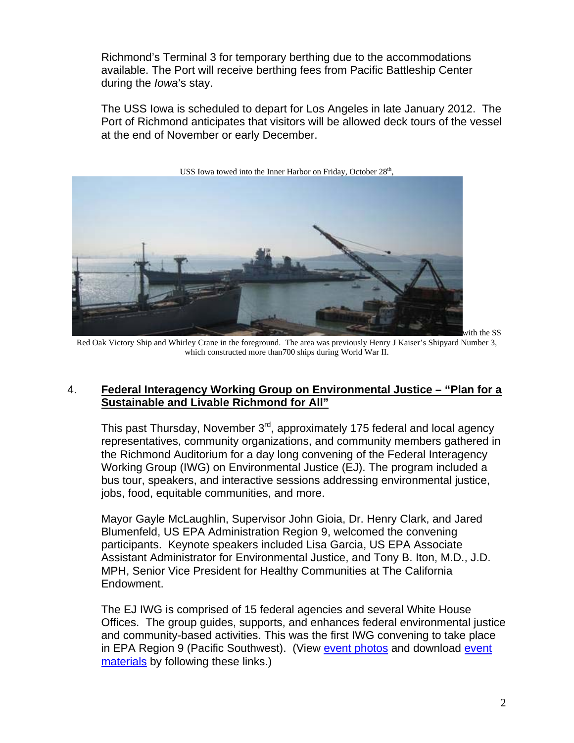Richmond's Terminal 3 for temporary berthing due to the accommodations available. The Port will receive berthing fees from Pacific Battleship Center during the *Iowa*'s stay.

The USS Iowa is scheduled to depart for Los Angeles in late January 2012. The Port of Richmond anticipates that visitors will be allowed deck tours of the vessel at the end of November or early December.

USS Iowa towed into the Inner Harbor on Friday, October 28th, with the SS Red Oak Victory Ship and Whirley Crane in the foreground. The area was previously Henry J Kaiser's Shipyard Number 3, which constructed more than700 ships during World War II.

4. **Federal Interagency Working Group on Environmental Justice – "Plan for a Sustainable and Livable Richmond for All"**

This past Thursday, November 3rd, approximately 175 federal and local agency representatives, community organizations, and community members gathered in the Richmond Auditorium for a day long convening of the Federal Interagency Working Group (IWG) on Environmental Justice (EJ). The program included a bus tour, speakers, and interactive sessions addressing environmental justice, jobs, food, equitable communities, and more.

Mayor Gayle McLaughlin, Supervisor John Gioia, Dr. Henry Clark, and Jared Blumenfeld, US EPA Administration Region 9, welcomed the convening participants. Keynote speakers included Lisa Garcia, US EPA Associate Assistant Administrator for Environmental Justice, and Tony B. Iton, M.D., J.D. MPH, Senior Vice President for Healthy Communities at The California Endowment.

The EJ IWG is comprised of 15 federal agencies and several White House Offices. The group guides, supports, and enhances federal environmental justice and community-based activities. This was the first IWG convening to take place in EPA Region 9 (Pacific Southwest). (View event photos and download event materials by following these links.)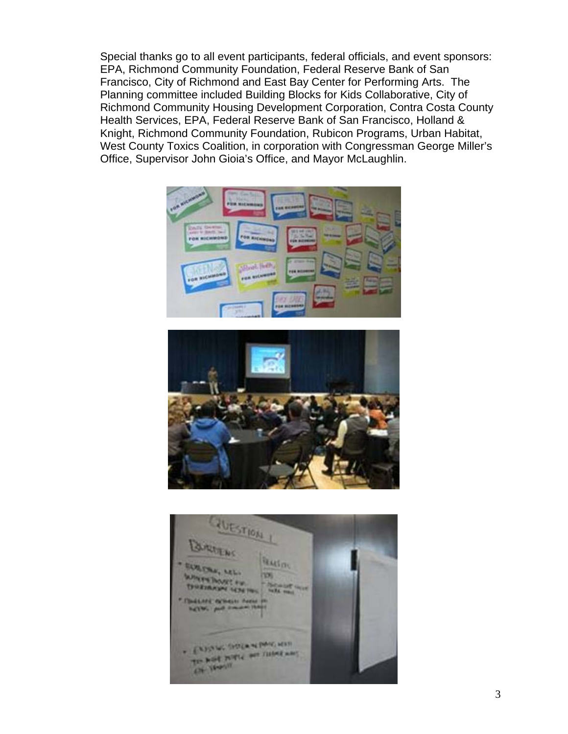Special thanks go to all event participants, federal officials, and event sponsors: EPA, Richmond Community Foundation, Federal Reserve Bank of San Francisco, City of Richmond and East Bay Center for Performing Arts. The Planning committee included Building Blocks for Kids Collaborative, City of Richmond Community Housing Development Corporation, Contra Costa County Health Services, EPA, Federal Reserve Bank of San Francisco, Holland & Knight, Richmond Community Foundation, Rubicon Programs, Urban Habitat, West County Toxics Coalition, in corporation with Congressman George Miller's Office, Supervisor John Gioia's Office, and Mayor McLaughlin.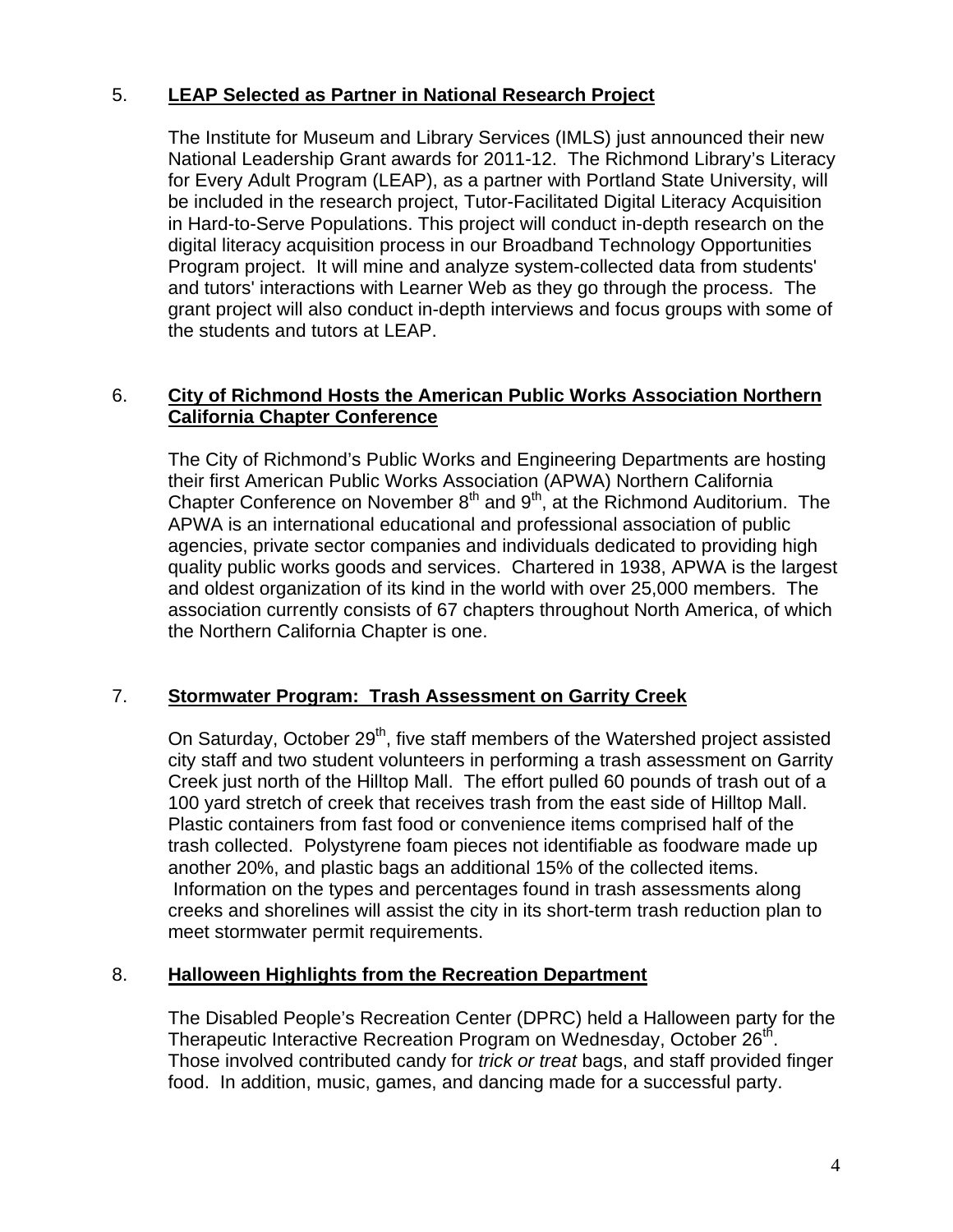5. **LEAP Selected as Partner in National Research Project**

   The Institute for Museum and Library Services (IMLS) just announced their new National Leadership Grant awards for 2011-12. The Richmond Library's Literacy for Every Adult Program (LEAP), as a partner with Portland State University, will be included in the research project, Tutor-Facilitated Digital Literacy Acquisition in Hard-to-Serve Populations. This project will conduct in-depth research on the digital literacy acquisition process in our Broadband Technology Opportunities Program project. It will mine and analyze system-collected data from students' and tutors' interactions with Learner Web as they go through the process. The grant project will also conduct in-depth interviews and focus groups with some of the students and tutors at LEAP.

6. **City of Richmond Hosts the American Public Works Association Northern California Chapter Conference**

   The City of Richmond's Public Works and Engineering Departments are hosting their first American Public Works Association (APWA) Northern California Chapter Conference on November 8th and 9th, at the Richmond Auditorium. The APWA is an international educational and professional association of public agencies, private sector companies and individuals dedicated to providing high quality public works goods and services. Chartered in 1938, APWA is the largest and oldest organization of its kind in the world with over 25,000 members. The association currently consists of 67 chapters throughout North America, of which the Northern California Chapter is one.

7. **Stormwater Program: Trash Assessment on Garrity Creek**

   On Saturday, October 29th, five staff members of the Watershed project assisted city staff and two student volunteers in performing a trash assessment on Garrity Creek just north of the Hilltop Mall. The effort pulled 60 pounds of trash out of a 100 yard stretch of creek that receives trash from the east side of Hilltop Mall. Plastic containers from fast food or convenience items comprised half of the trash collected. Polystyrene foam pieces not identifiable as foodware made up another 20%, and plastic bags an additional 15% of the collected items. Information on the types and percentages found in trash assessments along creeks and shorelines will assist the city in its short-term trash reduction plan to meet stormwater permit requirements.

8. **Halloween Highlights from the Recreation Department**

   The Disabled People's Recreation Center (DPRC) held a Halloween party for the Therapeutic Interactive Recreation Program on Wednesday, October 26th. Those involved contributed candy for *trick or treat* bags, and staff provided finger food. In addition, music, games, and dancing made for a successful party.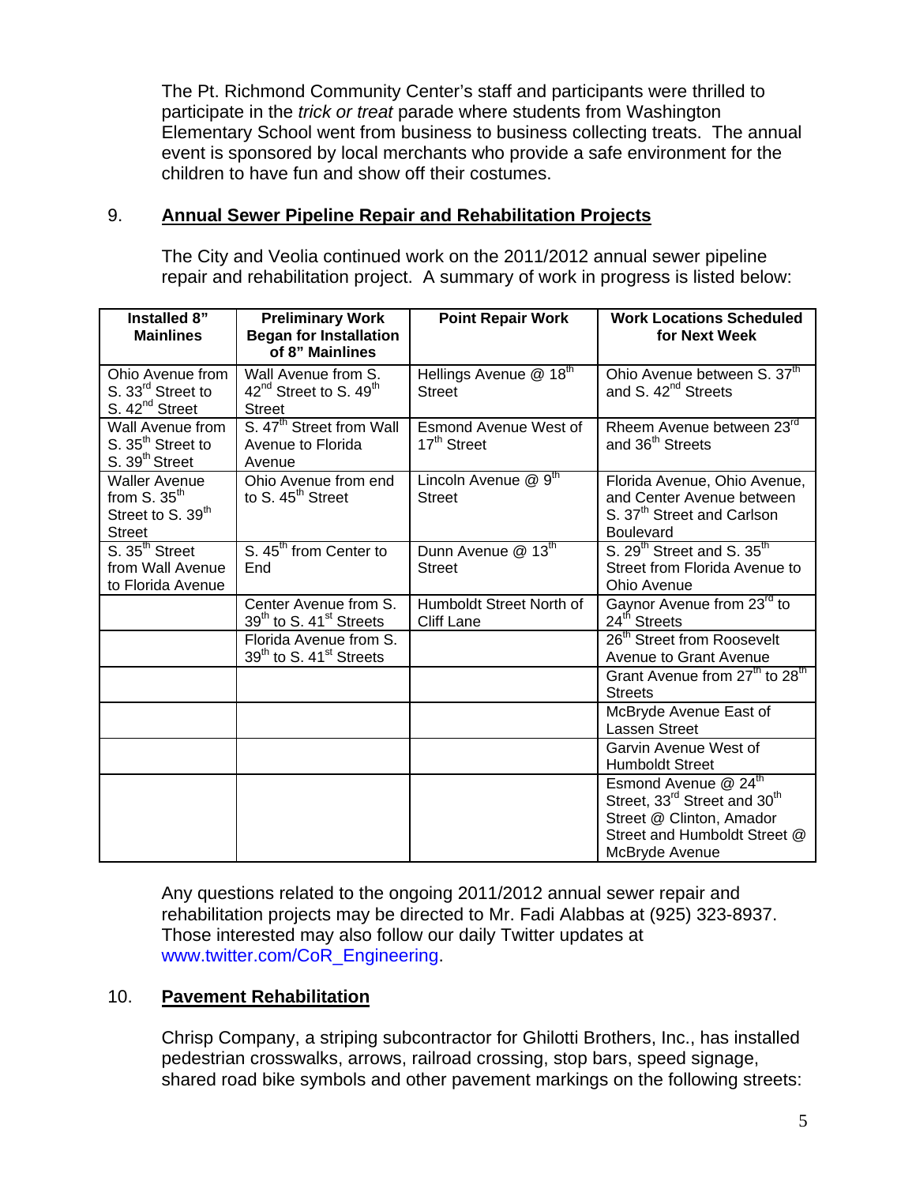The Pt. Richmond Community Center's staff and participants were thrilled to participate in the *trick or treat* parade where students from Washington Elementary School went from business to business collecting treats. The annual event is sponsored by local merchants who provide a safe environment for the children to have fun and show off their costumes.

## 9. Annual Sewer Pipeline Repair and Rehabilitation Projects

The City and Veolia continued work on the 2011/2012 annual sewer pipeline repair and rehabilitation project. A summary of work in progress is listed below:

| Installed 8" Mainlines | Preliminary Work Began for Installation of 8" Mainlines | Point Repair Work | Work Locations Scheduled for Next Week |
|---|---|---|---|
| Ohio Avenue from S. 33rd Street to S. 42nd Street | Wall Avenue from S. 42nd Street to S. 49th Street | Hellings Avenue @ 18th Street | Ohio Avenue between S. 37th and S. 42nd Streets |
| Wall Avenue from S. 35th Street to S. 39th Street | S. 47th Street from Wall Avenue to Florida Avenue | Esmond Avenue West of 17th Street | Rheem Avenue between 23rd and 36th Streets |
| Waller Avenue from S. 35th Street to S. 39th Street | Ohio Avenue from end to S. 45th Street | Lincoln Avenue @ 9th Street | Florida Avenue, Ohio Avenue, and Center Avenue between S. 37th Street and Carlson Boulevard |
| S. 35th Street from Wall Avenue to Florida Avenue | S. 45th from Center to End | Dunn Avenue @ 13th Street | S. 29th Street and S. 35th Street from Florida Avenue to Ohio Avenue |
| | Center Avenue from S. 39th to S. 41st Streets | Humboldt Street North of Cliff Lane | Gaynor Avenue from 23rd to 24th Streets |
| | Florida Avenue from S. 39th to S. 41st Streets | | 26th Street from Roosevelt Avenue to Grant Avenue |
| | | | Grant Avenue from 27th to 28th Streets |
| | | | McBryde Avenue East of Lassen Street |
| | | | Garvin Avenue West of Humboldt Street |
| | | | Esmond Avenue @ 24th Street, 33rd Street and 30th Street @ Clinton, Amador Street and Humboldt Street @ McBryde Avenue |

Any questions related to the ongoing 2011/2012 annual sewer repair and rehabilitation projects may be directed to Mr. Fadi Alabbas at (925) 323-8937. Those interested may also follow our daily Twitter updates at www.twitter.com/CoR_Engineering.

## 10. Pavement Rehabilitation

Chrisp Company, a striping subcontractor for Ghilotti Brothers, Inc., has installed pedestrian crosswalks, arrows, railroad crossing, stop bars, speed signage, shared road bike symbols and other pavement markings on the following streets: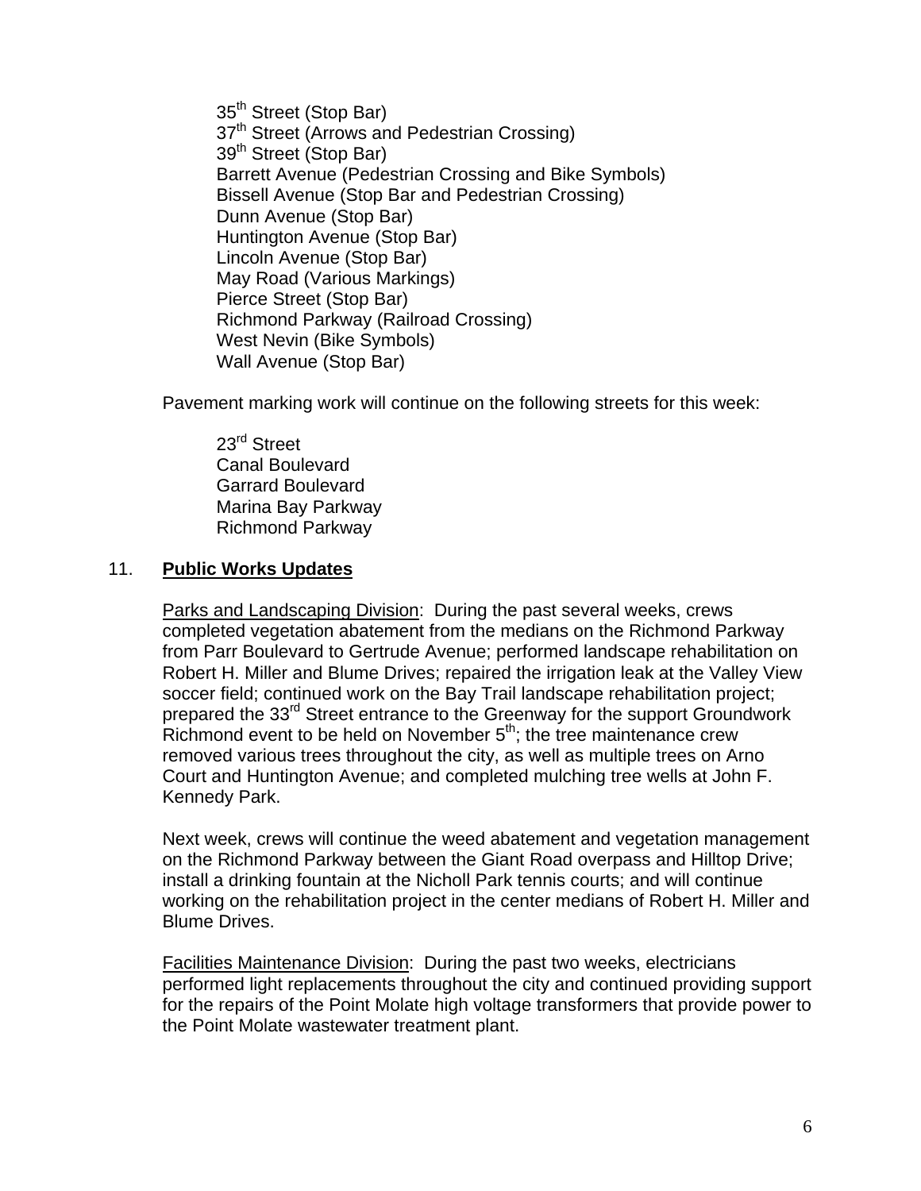35th Street (Stop Bar)
37th Street (Arrows and Pedestrian Crossing)
39th Street (Stop Bar)
Barrett Avenue (Pedestrian Crossing and Bike Symbols)
Bissell Avenue (Stop Bar and Pedestrian Crossing)
Dunn Avenue (Stop Bar)
Huntington Avenue (Stop Bar)
Lincoln Avenue (Stop Bar)
May Road (Various Markings)
Pierce Street (Stop Bar)
Richmond Parkway (Railroad Crossing)
West Nevin (Bike Symbols)
Wall Avenue (Stop Bar)

Pavement marking work will continue on the following streets for this week:

23rd Street
Canal Boulevard
Garrard Boulevard
Marina Bay Parkway
Richmond Parkway

## 11. **Public Works Updates**

Parks and Landscaping Division: During the past several weeks, crews completed vegetation abatement from the medians on the Richmond Parkway from Parr Boulevard to Gertrude Avenue; performed landscape rehabilitation on Robert H. Miller and Blume Drives; repaired the irrigation leak at the Valley View soccer field; continued work on the Bay Trail landscape rehabilitation project; prepared the 33rd Street entrance to the Greenway for the support Groundwork Richmond event to be held on November 5th; the tree maintenance crew removed various trees throughout the city, as well as multiple trees on Arno Court and Huntington Avenue; and completed mulching tree wells at John F. Kennedy Park.

Next week, crews will continue the weed abatement and vegetation management on the Richmond Parkway between the Giant Road overpass and Hilltop Drive; install a drinking fountain at the Nicholl Park tennis courts; and will continue working on the rehabilitation project in the center medians of Robert H. Miller and Blume Drives.

Facilities Maintenance Division: During the past two weeks, electricians performed light replacements throughout the city and continued providing support for the repairs of the Point Molate high voltage transformers that provide power to the Point Molate wastewater treatment plant.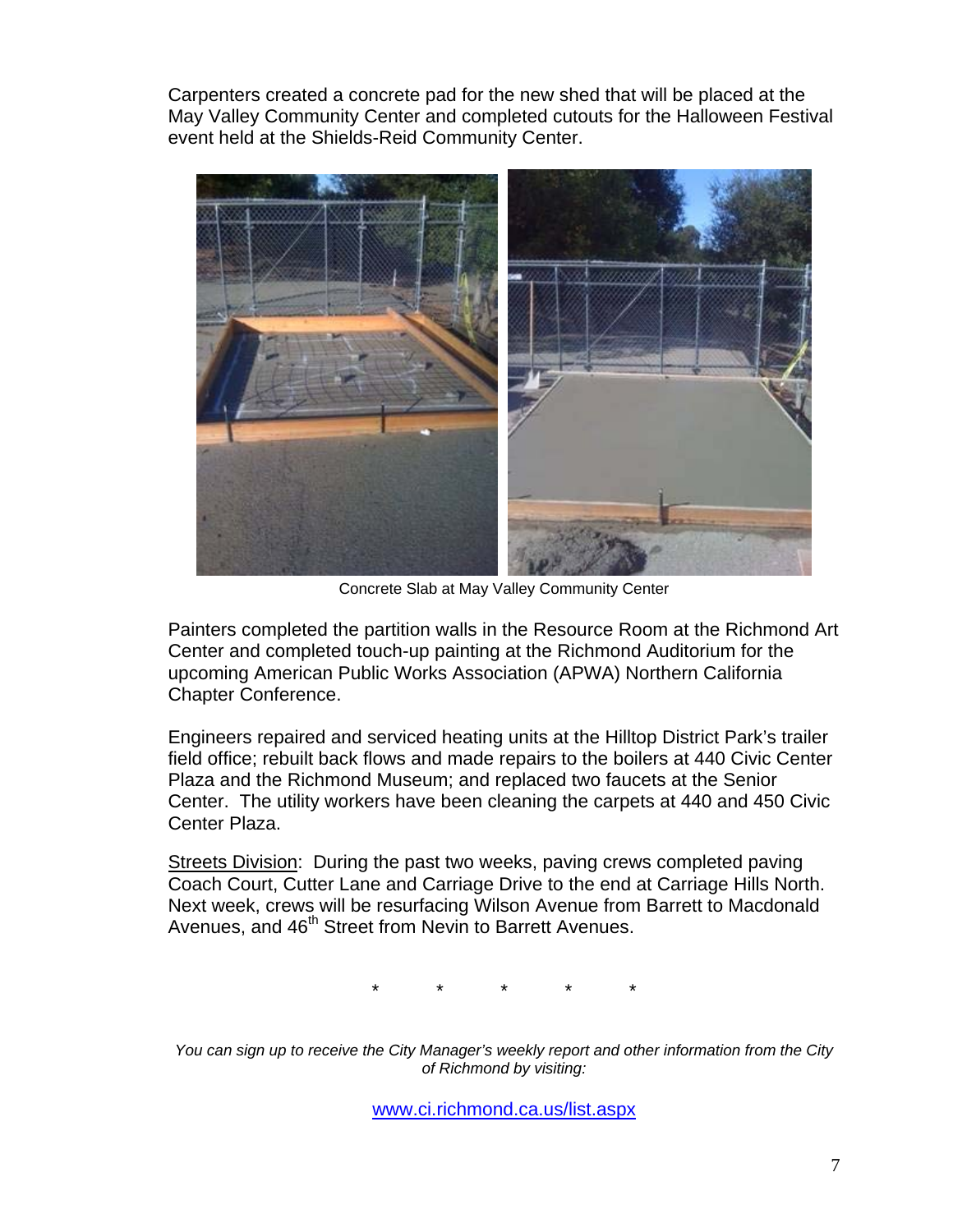Carpenters created a concrete pad for the new shed that will be placed at the May Valley Community Center and completed cutouts for the Halloween Festival event held at the Shields-Reid Community Center.

Concrete Slab at May Valley Community Center

Painters completed the partition walls in the Resource Room at the Richmond Art Center and completed touch-up painting at the Richmond Auditorium for the upcoming American Public Works Association (APWA) Northern California Chapter Conference.

Engineers repaired and serviced heating units at the Hilltop District Park's trailer field office; rebuilt back flows and made repairs to the boilers at 440 Civic Center Plaza and the Richmond Museum; and replaced two faucets at the Senior Center. The utility workers have been cleaning the carpets at 440 and 450 Civic Center Plaza.

<u>Streets Division</u>: During the past two weeks, paving crews completed paving Coach Court, Cutter Lane and Carriage Drive to the end at Carriage Hills North. Next week, crews will be resurfacing Wilson Avenue from Barrett to Macdonald Avenues, and 46th Street from Nevin to Barrett Avenues.

\* \* \* \* \*

*You can sign up to receive the City Manager's weekly report and other information from the City of Richmond by visiting:*

www.ci.richmond.ca.us/list.aspx